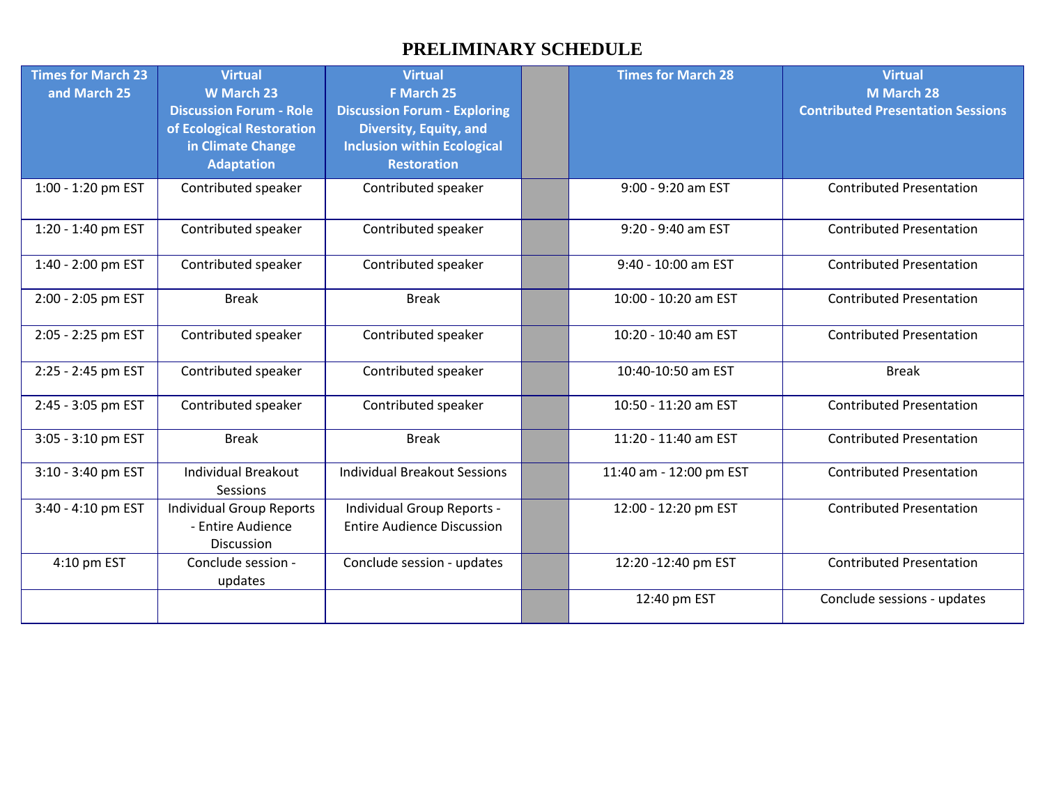# PRELIMINARY SCHEDULE

| Times for March 23 and March 25 | Virtual W March 23 Discussion Forum - Role of Ecological Restoration in Climate Change Adaptation | Virtual F March 25 Discussion Forum - Exploring Diversity, Equity, and Inclusion within Ecological Restoration | | Times for March 28 | Virtual M March 28 Contributed Presentation Sessions |
|---|---|---|---|---|---|
| 1:00 - 1:20 pm EST | Contributed speaker | Contributed speaker | | 9:00 - 9:20 am EST | Contributed Presentation |
| 1:20 - 1:40 pm EST | Contributed speaker | Contributed speaker | | 9:20 - 9:40 am EST | Contributed Presentation |
| 1:40 - 2:00 pm EST | Contributed speaker | Contributed speaker | | 9:40 - 10:00 am EST | Contributed Presentation |
| 2:00 - 2:05 pm EST | Break | Break | | 10:00 - 10:20 am EST | Contributed Presentation |
| 2:05 - 2:25 pm EST | Contributed speaker | Contributed speaker | | 10:20 - 10:40 am EST | Contributed Presentation |
| 2:25 - 2:45 pm EST | Contributed speaker | Contributed speaker | | 10:40-10:50 am EST | Break |
| 2:45 - 3:05 pm EST | Contributed speaker | Contributed speaker | | 10:50 - 11:20 am EST | Contributed Presentation |
| 3:05 - 3:10 pm EST | Break | Break | | 11:20 - 11:40 am EST | Contributed Presentation |
| 3:10 - 3:40 pm EST | Individual Breakout Sessions | Individual Breakout Sessions | | 11:40 am - 12:00 pm EST | Contributed Presentation |
| 3:40 - 4:10 pm EST | Individual Group Reports - Entire Audience Discussion | Individual Group Reports - Entire Audience Discussion | | 12:00 - 12:20 pm EST | Contributed Presentation |
| 4:10 pm EST | Conclude session - updates | Conclude session - updates | | 12:20 -12:40 pm EST | Contributed Presentation |
| | | | | 12:40 pm EST | Conclude sessions - updates |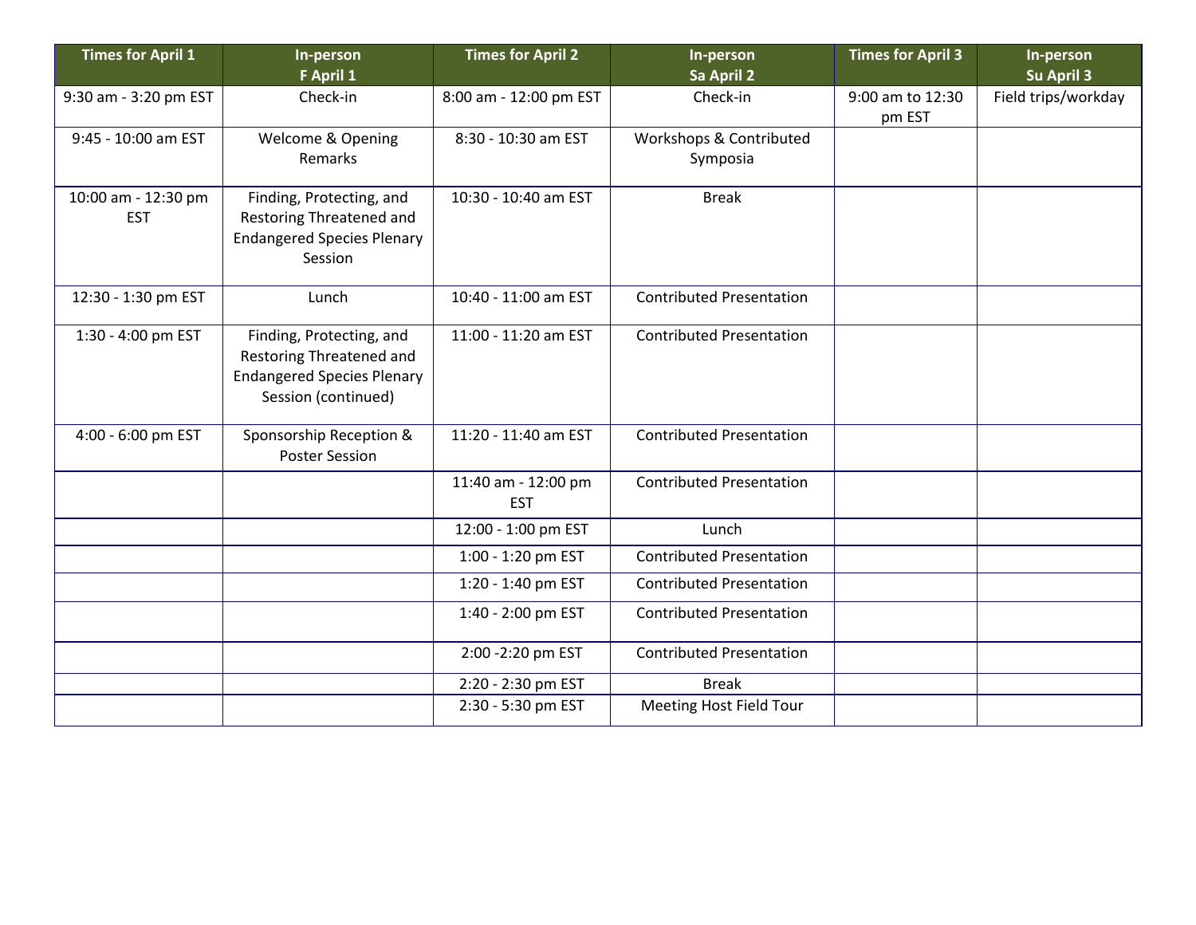| Times for April 1 | In-person F April 1 | Times for April 2 | In-person Sa April 2 | Times for April 3 | In-person Su April 3 |
|---|---|---|---|---|---|
| 9:30 am - 3:20 pm EST | Check-in | 8:00 am - 12:00 pm EST | Check-in | 9:00 am to 12:30 pm EST | Field trips/workday |
| 9:45 - 10:00 am EST | Welcome & Opening Remarks | 8:30 - 10:30 am EST | Workshops & Contributed Symposia | | |
| 10:00 am - 12:30 pm EST | Finding, Protecting, and Restoring Threatened and Endangered Species Plenary Session | 10:30 - 10:40 am EST | Break | | |
| 12:30 - 1:30 pm EST | Lunch | 10:40 - 11:00 am EST | Contributed Presentation | | |
| 1:30 - 4:00 pm EST | Finding, Protecting, and Restoring Threatened and Endangered Species Plenary Session (continued) | 11:00 - 11:20 am EST | Contributed Presentation | | |
| 4:00 - 6:00 pm EST | Sponsorship Reception & Poster Session | 11:20 - 11:40 am EST | Contributed Presentation | | |
| | | 11:40 am - 12:00 pm EST | Contributed Presentation | | |
| | | 12:00 - 1:00 pm EST | Lunch | | |
| | | 1:00 - 1:20 pm EST | Contributed Presentation | | |
| | | 1:20 - 1:40 pm EST | Contributed Presentation | | |
| | | 1:40 - 2:00 pm EST | Contributed Presentation | | |
| | | 2:00 -2:20 pm EST | Contributed Presentation | | |
| | | 2:20 - 2:30 pm EST | Break | | |
| | | 2:30 - 5:30 pm EST | Meeting Host Field Tour | | |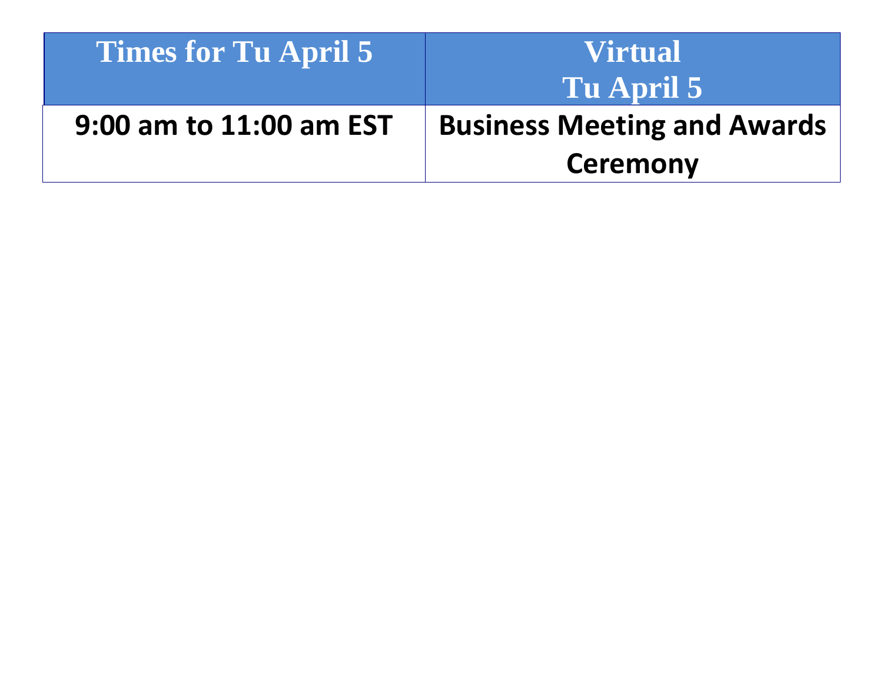| Times for Tu April 5 | Virtual Tu April 5 |
|---|---|
| **9:00 am to 11:00 am EST** | **Business Meeting and Awards Ceremony** |